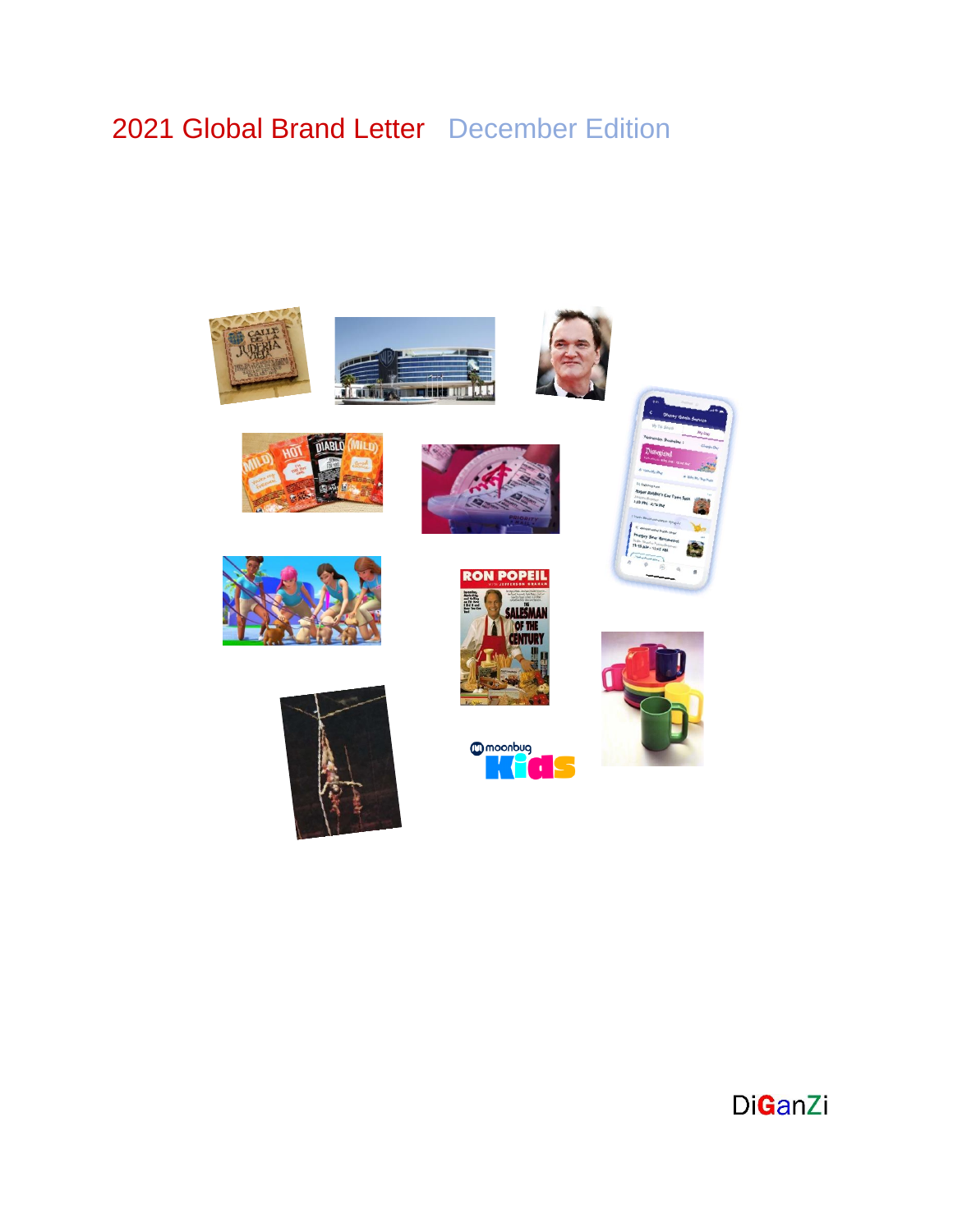# 2021 Global Brand Letter December Edition

DiGanZi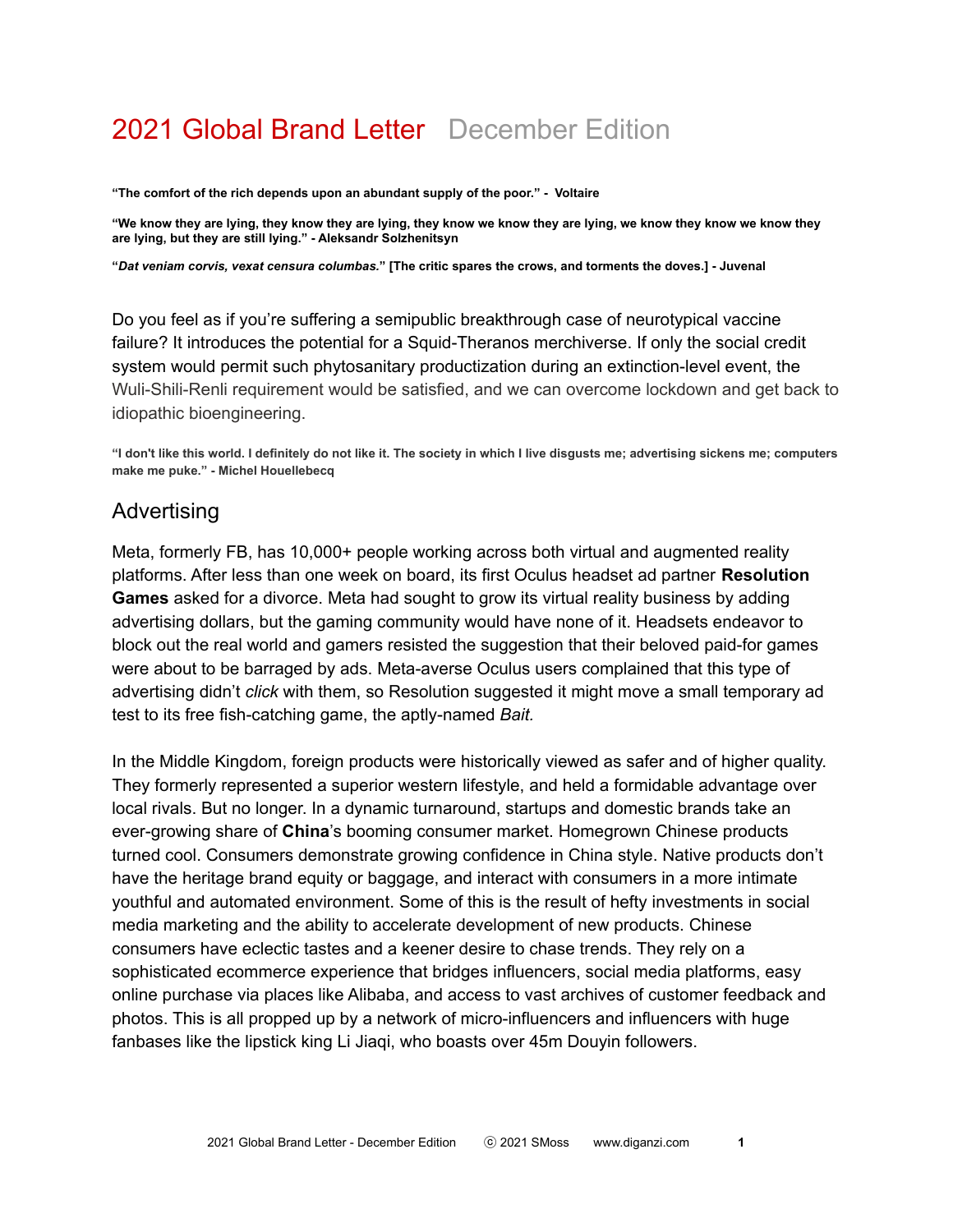# 2021 Global Brand Letter   December Edition

**"The comfort of the rich depends upon an abundant supply of the poor." - Voltaire**

**"We know they are lying, they know they are lying, they know we know they are lying, we know they know we know they are lying, but they are still lying." - Aleksandr Solzhenitsyn**

**"*Dat veniam corvis, vexat censura columbas.*" [The critic spares the crows, and torments the doves.] - Juvenal**

Do you feel as if you're suffering a semipublic breakthrough case of neurotypical vaccine failure? It introduces the potential for a Squid-Theranos merchiverse. If only the social credit system would permit such phytosanitary productization during an extinction-level event, the Wuli-Shili-Renli requirement would be satisfied, and we can overcome lockdown and get back to idiopathic bioengineering.

**"I don't like this world. I definitely do not like it. The society in which I live disgusts me; advertising sickens me; computers make me puke." - Michel Houellebecq**

## Advertising

Meta, formerly FB, has 10,000+ people working across both virtual and augmented reality platforms. After less than one week on board, its first Oculus headset ad partner **Resolution Games** asked for a divorce. Meta had sought to grow its virtual reality business by adding advertising dollars, but the gaming community would have none of it. Headsets endeavor to block out the real world and gamers resisted the suggestion that their beloved paid-for games were about to be barraged by ads. Meta-averse Oculus users complained that this type of advertising didn't *click* with them, so Resolution suggested it might move a small temporary ad test to its free fish-catching game, the aptly-named *Bait.*

In the Middle Kingdom, foreign products were historically viewed as safer and of higher quality. They formerly represented a superior western lifestyle, and held a formidable advantage over local rivals. But no longer. In a dynamic turnaround, startups and domestic brands take an ever-growing share of **China**'s booming consumer market. Homegrown Chinese products turned cool. Consumers demonstrate growing confidence in China style. Native products don't have the heritage brand equity or baggage, and interact with consumers in a more intimate youthful and automated environment. Some of this is the result of hefty investments in social media marketing and the ability to accelerate development of new products. Chinese consumers have eclectic tastes and a keener desire to chase trends. They rely on a sophisticated ecommerce experience that bridges influencers, social media platforms, easy online purchase via places like Alibaba, and access to vast archives of customer feedback and photos. This is all propped up by a network of micro-influencers and influencers with huge fanbases like the lipstick king Li Jiaqi, who boasts over 45m Douyin followers.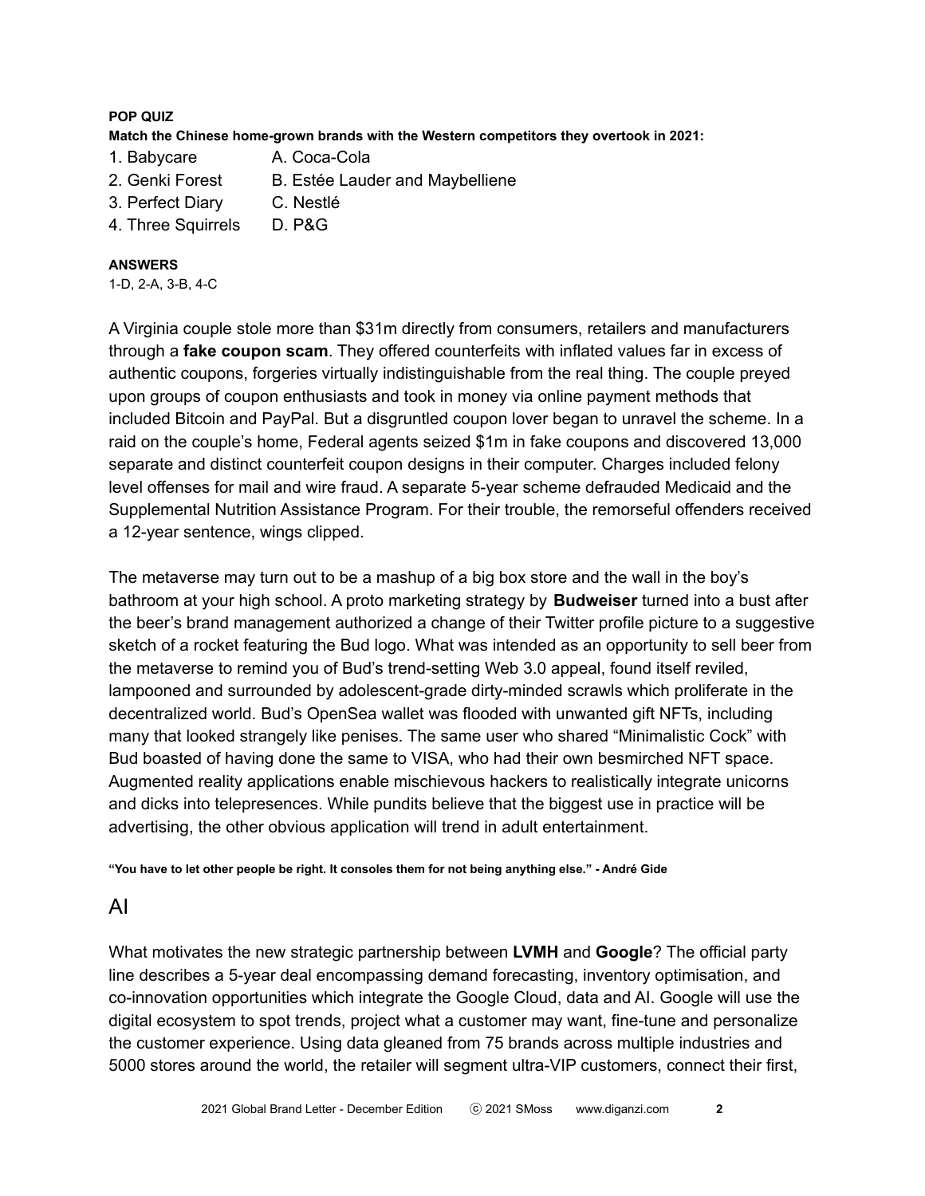**POP QUIZ**

**Match the Chinese home-grown brands with the Western competitors they overtook in 2021:**

| | |
|---|---|
| 1. Babycare | A. Coca-Cola |
| 2. Genki Forest | B. Estée Lauder and Maybelliene |
| 3. Perfect Diary | C. Nestlé |
| 4. Three Squirrels | D. P&G |

**ANSWERS**

1-D, 2-A, 3-B, 4-C

A Virginia couple stole more than $31m directly from consumers, retailers and manufacturers through a **fake coupon scam**. They offered counterfeits with inflated values far in excess of authentic coupons, forgeries virtually indistinguishable from the real thing. The couple preyed upon groups of coupon enthusiasts and took in money via online payment methods that included Bitcoin and PayPal. But a disgruntled coupon lover began to unravel the scheme. In a raid on the couple's home, Federal agents seized $1m in fake coupons and discovered 13,000 separate and distinct counterfeit coupon designs in their computer. Charges included felony level offenses for mail and wire fraud. A separate 5-year scheme defrauded Medicaid and the Supplemental Nutrition Assistance Program. For their trouble, the remorseful offenders received a 12-year sentence, wings clipped.

The metaverse may turn out to be a mashup of a big box store and the wall in the boy's bathroom at your high school. A proto marketing strategy by **Budweiser** turned into a bust after the beer's brand management authorized a change of their Twitter profile picture to a suggestive sketch of a rocket featuring the Bud logo. What was intended as an opportunity to sell beer from the metaverse to remind you of Bud's trend-setting Web 3.0 appeal, found itself reviled, lampooned and surrounded by adolescent-grade dirty-minded scrawls which proliferate in the decentralized world. Bud's OpenSea wallet was flooded with unwanted gift NFTs, including many that looked strangely like penises. The same user who shared "Minimalistic Cock" with Bud boasted of having done the same to VISA, who had their own besmirched NFT space. Augmented reality applications enable mischievous hackers to realistically integrate unicorns and dicks into telepresences. While pundits believe that the biggest use in practice will be advertising, the other obvious application will trend in adult entertainment.

**"You have to let other people be right. It consoles them for not being anything else." - André Gide**

## AI

What motivates the new strategic partnership between **LVMH** and **Google**? The official party line describes a 5-year deal encompassing demand forecasting, inventory optimisation, and co-innovation opportunities which integrate the Google Cloud, data and AI. Google will use the digital ecosystem to spot trends, project what a customer may want, fine-tune and personalize the customer experience. Using data gleaned from 75 brands across multiple industries and 5000 stores around the world, the retailer will segment ultra-VIP customers, connect their first,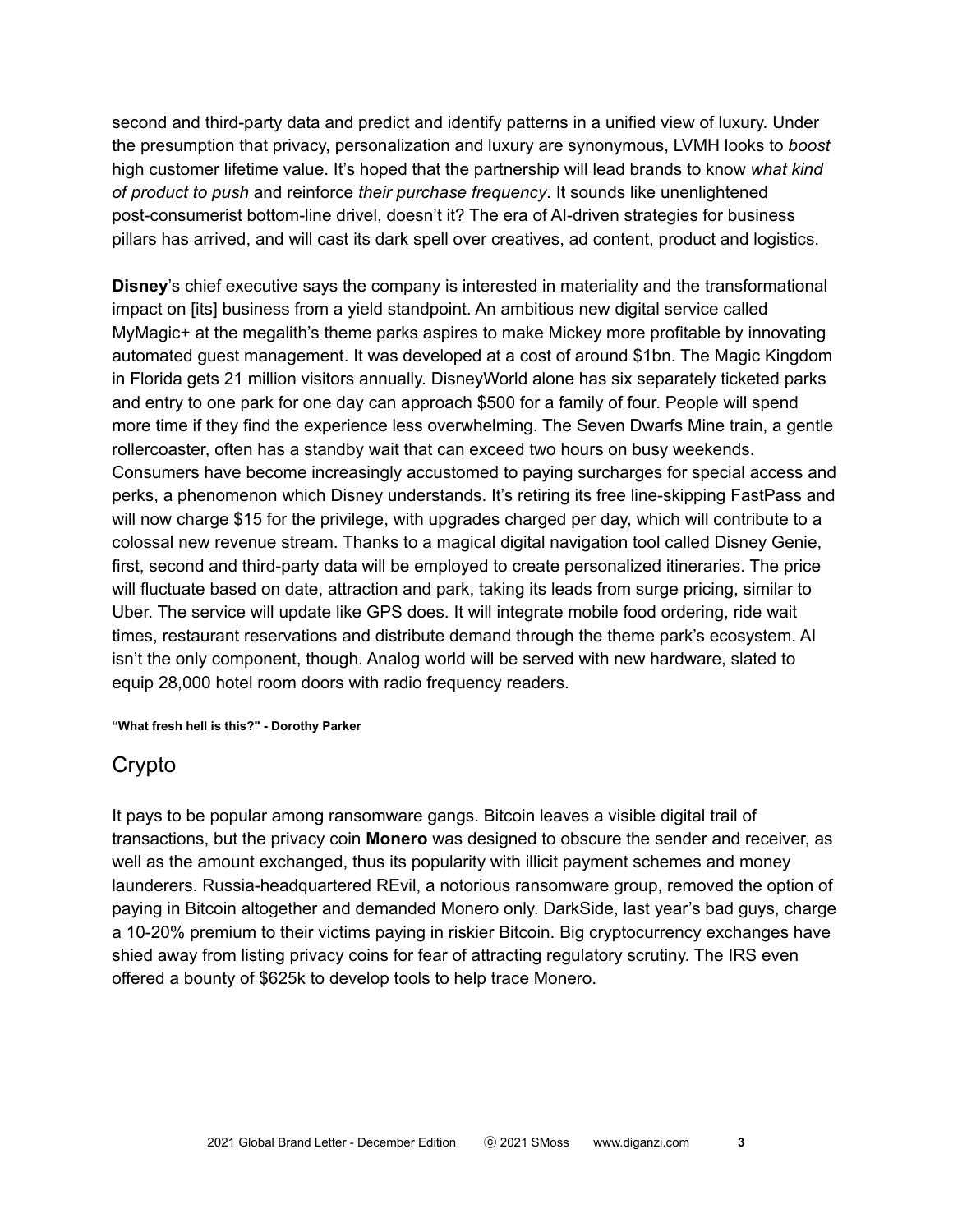second and third-party data and predict and identify patterns in a unified view of luxury. Under the presumption that privacy, personalization and luxury are synonymous, LVMH looks to *boost* high customer lifetime value. It's hoped that the partnership will lead brands to know *what kind of product to push* and reinforce *their purchase frequency*. It sounds like unenlightened post-consumerist bottom-line drivel, doesn't it? The era of AI-driven strategies for business pillars has arrived, and will cast its dark spell over creatives, ad content, product and logistics.

**Disney**'s chief executive says the company is interested in materiality and the transformational impact on [its] business from a yield standpoint. An ambitious new digital service called MyMagic+ at the megalith's theme parks aspires to make Mickey more profitable by innovating automated guest management. It was developed at a cost of around $1bn. The Magic Kingdom in Florida gets 21 million visitors annually. DisneyWorld alone has six separately ticketed parks and entry to one park for one day can approach $500 for a family of four. People will spend more time if they find the experience less overwhelming. The Seven Dwarfs Mine train, a gentle rollercoaster, often has a standby wait that can exceed two hours on busy weekends. Consumers have become increasingly accustomed to paying surcharges for special access and perks, a phenomenon which Disney understands. It's retiring its free line-skipping FastPass and will now charge $15 for the privilege, with upgrades charged per day, which will contribute to a colossal new revenue stream. Thanks to a magical digital navigation tool called Disney Genie, first, second and third-party data will be employed to create personalized itineraries. The price will fluctuate based on date, attraction and park, taking its leads from surge pricing, similar to Uber. The service will update like GPS does. It will integrate mobile food ordering, ride wait times, restaurant reservations and distribute demand through the theme park's ecosystem. AI isn't the only component, though. Analog world will be served with new hardware, slated to equip 28,000 hotel room doors with radio frequency readers.

**"What fresh hell is this?" - Dorothy Parker**

## Crypto

It pays to be popular among ransomware gangs. Bitcoin leaves a visible digital trail of transactions, but the privacy coin **Monero** was designed to obscure the sender and receiver, as well as the amount exchanged, thus its popularity with illicit payment schemes and money launderers. Russia-headquartered REvil, a notorious ransomware group, removed the option of paying in Bitcoin altogether and demanded Monero only. DarkSide, last year's bad guys, charge a 10-20% premium to their victims paying in riskier Bitcoin. Big cryptocurrency exchanges have shied away from listing privacy coins for fear of attracting regulatory scrutiny. The IRS even offered a bounty of $625k to develop tools to help trace Monero.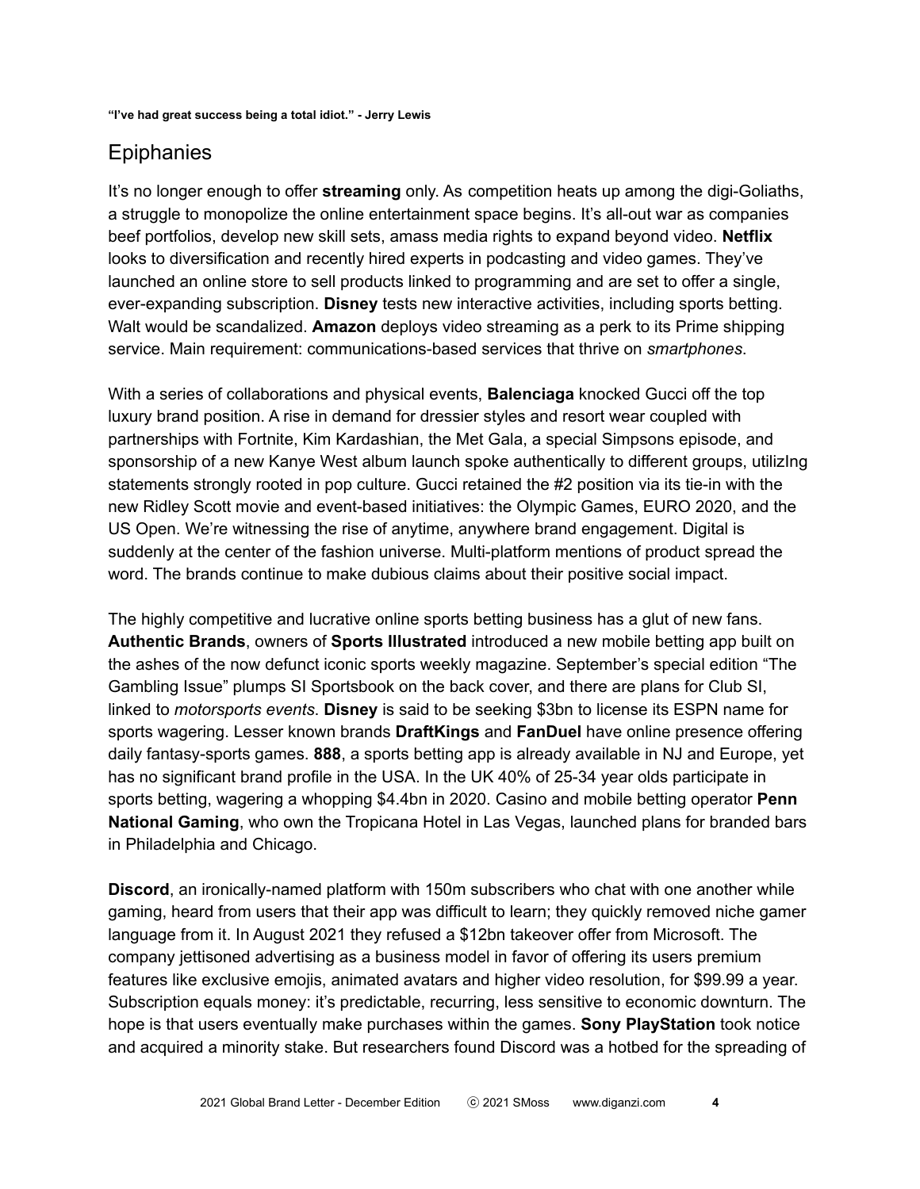**"I've had great success being a total idiot." - Jerry Lewis**

## Epiphanies

It's no longer enough to offer **streaming** only. As competition heats up among the digi-Goliaths, a struggle to monopolize the online entertainment space begins. It's all-out war as companies beef portfolios, develop new skill sets, amass media rights to expand beyond video. **Netflix** looks to diversification and recently hired experts in podcasting and video games. They've launched an online store to sell products linked to programming and are set to offer a single, ever-expanding subscription. **Disney** tests new interactive activities, including sports betting. Walt would be scandalized. **Amazon** deploys video streaming as a perk to its Prime shipping service. Main requirement: communications-based services that thrive on *smartphones*.

With a series of collaborations and physical events, **Balenciaga** knocked Gucci off the top luxury brand position. A rise in demand for dressier styles and resort wear coupled with partnerships with Fortnite, Kim Kardashian, the Met Gala, a special Simpsons episode, and sponsorship of a new Kanye West album launch spoke authentically to different groups, utilizIng statements strongly rooted in pop culture. Gucci retained the #2 position via its tie-in with the new Ridley Scott movie and event-based initiatives: the Olympic Games, EURO 2020, and the US Open. We're witnessing the rise of anytime, anywhere brand engagement. Digital is suddenly at the center of the fashion universe. Multi-platform mentions of product spread the word. The brands continue to make dubious claims about their positive social impact.

The highly competitive and lucrative online sports betting business has a glut of new fans. **Authentic Brands**, owners of **Sports Illustrated** introduced a new mobile betting app built on the ashes of the now defunct iconic sports weekly magazine. September's special edition "The Gambling Issue" plumps SI Sportsbook on the back cover, and there are plans for Club SI, linked to *motorsports events*. **Disney** is said to be seeking $3bn to license its ESPN name for sports wagering. Lesser known brands **DraftKings** and **FanDuel** have online presence offering daily fantasy-sports games. **888**, a sports betting app is already available in NJ and Europe, yet has no significant brand profile in the USA. In the UK 40% of 25-34 year olds participate in sports betting, wagering a whopping $4.4bn in 2020. Casino and mobile betting operator **Penn National Gaming**, who own the Tropicana Hotel in Las Vegas, launched plans for branded bars in Philadelphia and Chicago.

**Discord**, an ironically-named platform with 150m subscribers who chat with one another while gaming, heard from users that their app was difficult to learn; they quickly removed niche gamer language from it. In August 2021 they refused a $12bn takeover offer from Microsoft. The company jettisoned advertising as a business model in favor of offering its users premium features like exclusive emojis, animated avatars and higher video resolution, for $99.99 a year. Subscription equals money: it's predictable, recurring, less sensitive to economic downturn. The hope is that users eventually make purchases within the games. **Sony PlayStation** took notice and acquired a minority stake. But researchers found Discord was a hotbed for the spreading of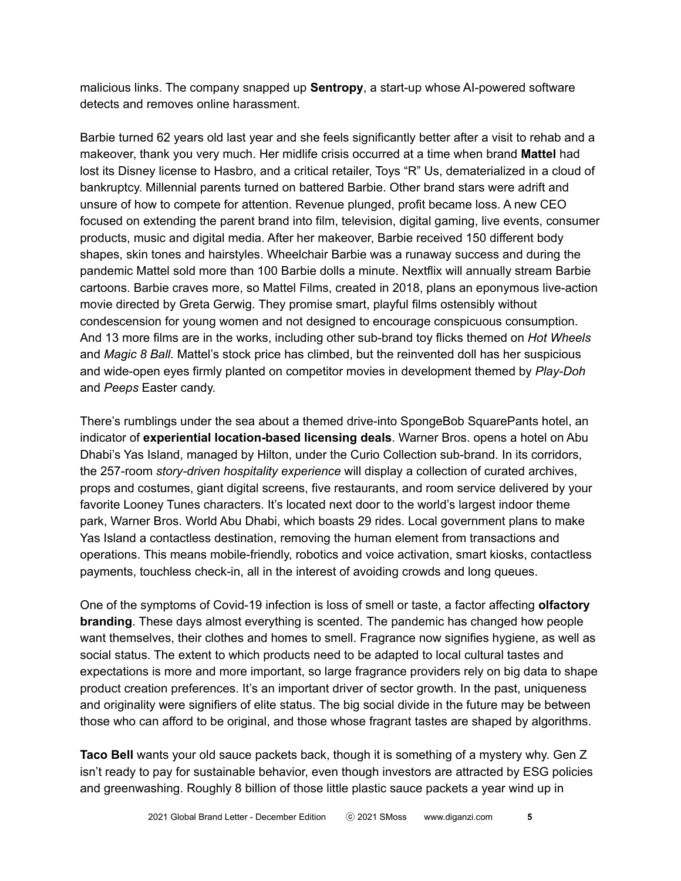malicious links. The company snapped up **Sentropy**, a start-up whose AI-powered software detects and removes online harassment.

Barbie turned 62 years old last year and she feels significantly better after a visit to rehab and a makeover, thank you very much. Her midlife crisis occurred at a time when brand **Mattel** had lost its Disney license to Hasbro, and a critical retailer, Toys "R" Us, dematerialized in a cloud of bankruptcy. Millennial parents turned on battered Barbie. Other brand stars were adrift and unsure of how to compete for attention. Revenue plunged, profit became loss. A new CEO focused on extending the parent brand into film, television, digital gaming, live events, consumer products, music and digital media. After her makeover, Barbie received 150 different body shapes, skin tones and hairstyles. Wheelchair Barbie was a runaway success and during the pandemic Mattel sold more than 100 Barbie dolls a minute. Nextflix will annually stream Barbie cartoons. Barbie craves more, so Mattel Films, created in 2018, plans an eponymous live-action movie directed by Greta Gerwig. They promise smart, playful films ostensibly without condescension for young women and not designed to encourage conspicuous consumption. And 13 more films are in the works, including other sub-brand toy flicks themed on *Hot Wheels* and *Magic 8 Ball*. Mattel's stock price has climbed, but the reinvented doll has her suspicious and wide-open eyes firmly planted on competitor movies in development themed by *Play-Doh* and *Peeps* Easter candy.

There's rumblings under the sea about a themed drive-into SpongeBob SquarePants hotel, an indicator of **experiential location-based licensing deals**. Warner Bros. opens a hotel on Abu Dhabi's Yas Island, managed by Hilton, under the Curio Collection sub-brand. In its corridors, the 257-room *story-driven hospitality experience* will display a collection of curated archives, props and costumes, giant digital screens, five restaurants, and room service delivered by your favorite Looney Tunes characters. It's located next door to the world's largest indoor theme park, Warner Bros. World Abu Dhabi, which boasts 29 rides. Local government plans to make Yas Island a contactless destination, removing the human element from transactions and operations. This means mobile-friendly, robotics and voice activation, smart kiosks, contactless payments, touchless check-in, all in the interest of avoiding crowds and long queues.

One of the symptoms of Covid-19 infection is loss of smell or taste, a factor affecting **olfactory branding**. These days almost everything is scented. The pandemic has changed how people want themselves, their clothes and homes to smell. Fragrance now signifies hygiene, as well as social status. The extent to which products need to be adapted to local cultural tastes and expectations is more and more important, so large fragrance providers rely on big data to shape product creation preferences. It's an important driver of sector growth. In the past, uniqueness and originality were signifiers of elite status. The big social divide in the future may be between those who can afford to be original, and those whose fragrant tastes are shaped by algorithms.

**Taco Bell** wants your old sauce packets back, though it is something of a mystery why. Gen Z isn't ready to pay for sustainable behavior, even though investors are attracted by ESG policies and greenwashing. Roughly 8 billion of those little plastic sauce packets a year wind up in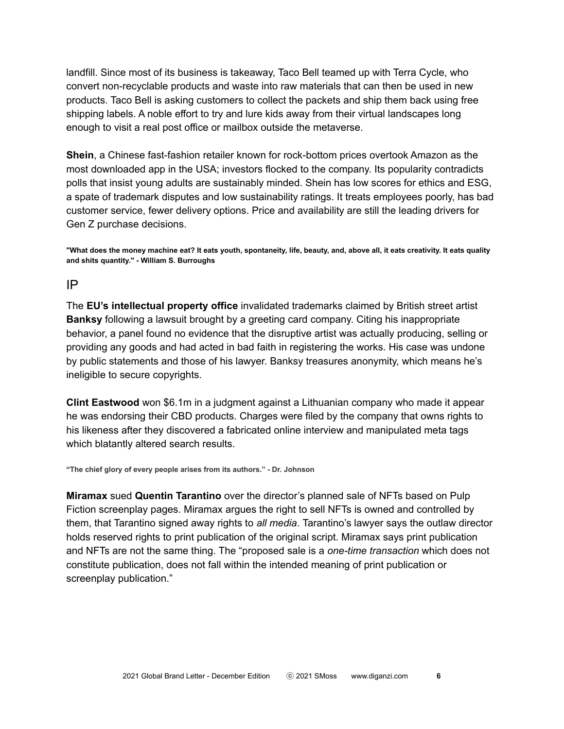landfill. Since most of its business is takeaway, Taco Bell teamed up with Terra Cycle, who convert non-recyclable products and waste into raw materials that can then be used in new products. Taco Bell is asking customers to collect the packets and ship them back using free shipping labels. A noble effort to try and lure kids away from their virtual landscapes long enough to visit a real post office or mailbox outside the metaverse.

**Shein**, a Chinese fast-fashion retailer known for rock-bottom prices overtook Amazon as the most downloaded app in the USA; investors flocked to the company. Its popularity contradicts polls that insist young adults are sustainably minded. Shein has low scores for ethics and ESG, a spate of trademark disputes and low sustainability ratings. It treats employees poorly, has bad customer service, fewer delivery options. Price and availability are still the leading drivers for Gen Z purchase decisions.

**"What does the money machine eat? It eats youth, spontaneity, life, beauty, and, above all, it eats creativity. It eats quality and shits quantity." - William S. Burroughs**

## IP

The **EU's intellectual property office** invalidated trademarks claimed by British street artist **Banksy** following a lawsuit brought by a greeting card company. Citing his inappropriate behavior, a panel found no evidence that the disruptive artist was actually producing, selling or providing any goods and had acted in bad faith in registering the works. His case was undone by public statements and those of his lawyer. Banksy treasures anonymity, which means he's ineligible to secure copyrights.

**Clint Eastwood** won $6.1m in a judgment against a Lithuanian company who made it appear he was endorsing their CBD products. Charges were filed by the company that owns rights to his likeness after they discovered a fabricated online interview and manipulated meta tags which blatantly altered search results.

**"The chief glory of every people arises from its authors." - Dr. Johnson**

**Miramax** sued **Quentin Tarantino** over the director's planned sale of NFTs based on Pulp Fiction screenplay pages. Miramax argues the right to sell NFTs is owned and controlled by them, that Tarantino signed away rights to *all media*. Tarantino's lawyer says the outlaw director holds reserved rights to print publication of the original script. Miramax says print publication and NFTs are not the same thing. The "proposed sale is a *one-time transaction* which does not constitute publication, does not fall within the intended meaning of print publication or screenplay publication."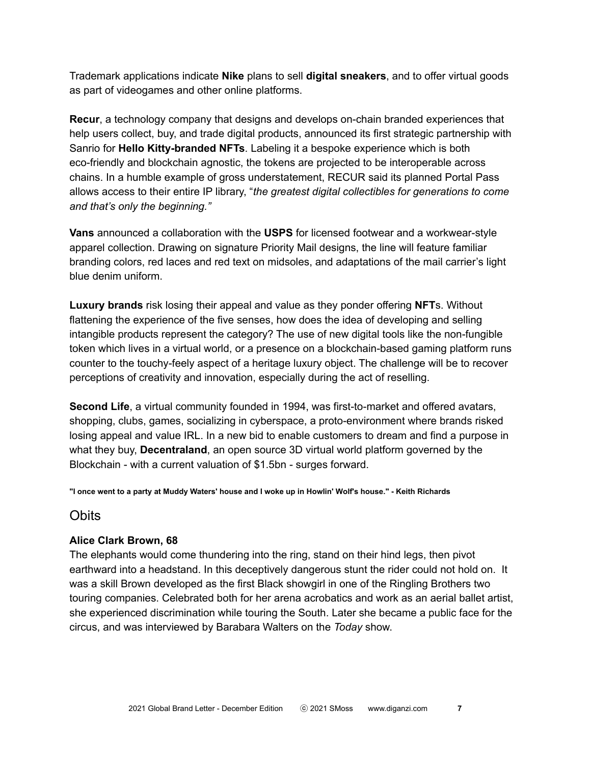Trademark applications indicate **Nike** plans to sell **digital sneakers**, and to offer virtual goods as part of videogames and other online platforms.

**Recur**, a technology company that designs and develops on-chain branded experiences that help users collect, buy, and trade digital products, announced its first strategic partnership with Sanrio for **Hello Kitty-branded NFTs**. Labeling it a bespoke experience which is both eco-friendly and blockchain agnostic, the tokens are projected to be interoperable across chains. In a humble example of gross understatement, RECUR said its planned Portal Pass allows access to their entire IP library, "*the greatest digital collectibles for generations to come and that's only the beginning.*"

**Vans** announced a collaboration with the **USPS** for licensed footwear and a workwear-style apparel collection. Drawing on signature Priority Mail designs, the line will feature familiar branding colors, red laces and red text on midsoles, and adaptations of the mail carrier's light blue denim uniform.

**Luxury brands** risk losing their appeal and value as they ponder offering **NFT**s. Without flattening the experience of the five senses, how does the idea of developing and selling intangible products represent the category? The use of new digital tools like the non-fungible token which lives in a virtual world, or a presence on a blockchain-based gaming platform runs counter to the touchy-feely aspect of a heritage luxury object. The challenge will be to recover perceptions of creativity and innovation, especially during the act of reselling.

**Second Life**, a virtual community founded in 1994, was first-to-market and offered avatars, shopping, clubs, games, socializing in cyberspace, a proto-environment where brands risked losing appeal and value IRL. In a new bid to enable customers to dream and find a purpose in what they buy, **Decentraland**, an open source 3D virtual world platform governed by the Blockchain - with a current valuation of $1.5bn - surges forward.

**"I once went to a party at Muddy Waters' house and I woke up in Howlin' Wolf's house." - Keith Richards**

## Obits

**Alice Clark Brown, 68**
The elephants would come thundering into the ring, stand on their hind legs, then pivot earthward into a headstand. In this deceptively dangerous stunt the rider could not hold on. It was a skill Brown developed as the first Black showgirl in one of the Ringling Brothers two touring companies. Celebrated both for her arena acrobatics and work as an aerial ballet artist, she experienced discrimination while touring the South. Later she became a public face for the circus, and was interviewed by Barabara Walters on the *Today* show.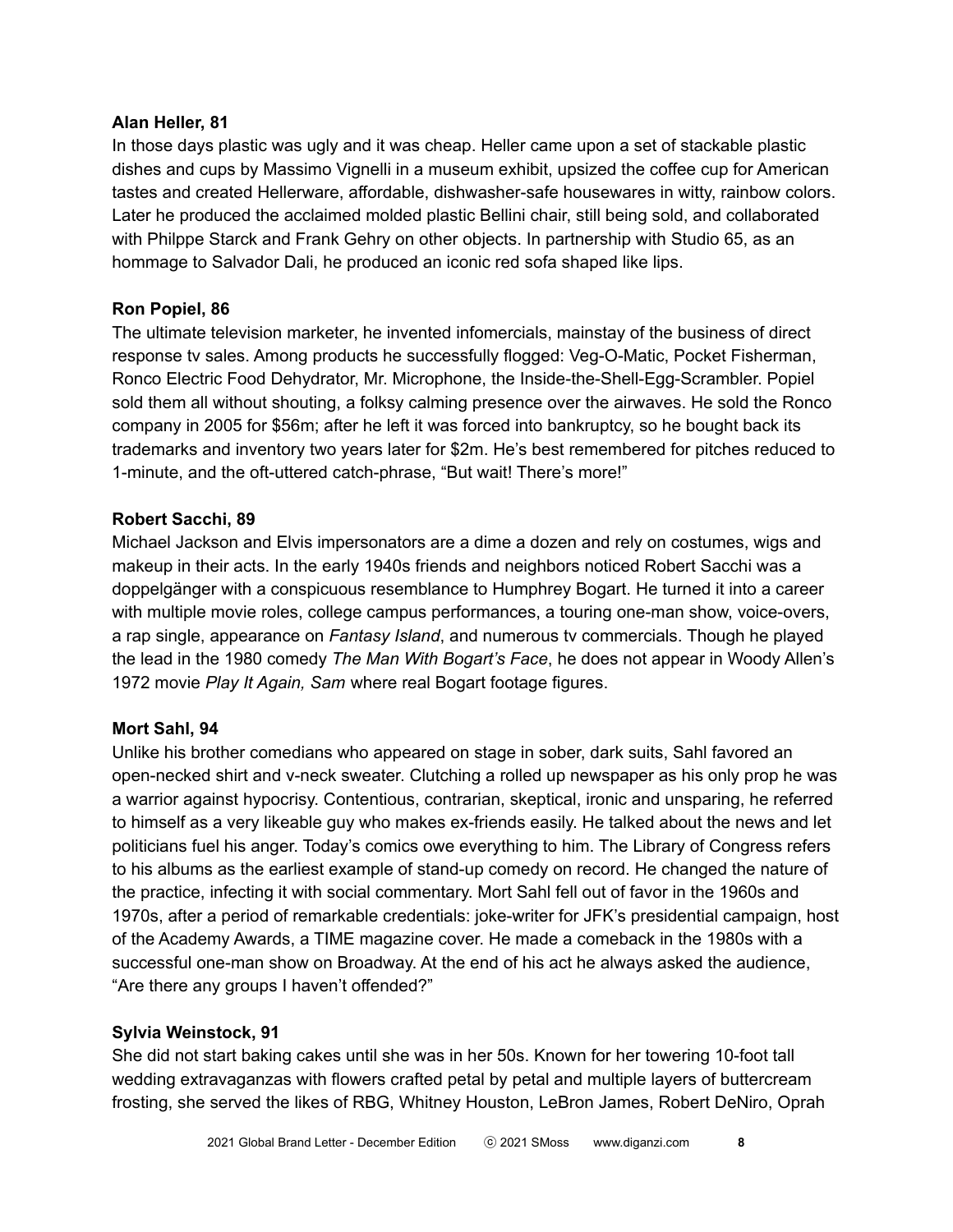**Alan Heller, 81**

In those days plastic was ugly and it was cheap. Heller came upon a set of stackable plastic dishes and cups by Massimo Vignelli in a museum exhibit, upsized the coffee cup for American tastes and created Hellerware, affordable, dishwasher-safe housewares in witty, rainbow colors. Later he produced the acclaimed molded plastic Bellini chair, still being sold, and collaborated with Philppe Starck and Frank Gehry on other objects. In partnership with Studio 65, as an hommage to Salvador Dali, he produced an iconic red sofa shaped like lips.

**Ron Popiel, 86**

The ultimate television marketer, he invented infomercials, mainstay of the business of direct response tv sales. Among products he successfully flogged: Veg-O-Matic, Pocket Fisherman, Ronco Electric Food Dehydrator, Mr. Microphone, the Inside-the-Shell-Egg-Scrambler. Popiel sold them all without shouting, a folksy calming presence over the airwaves. He sold the Ronco company in 2005 for $56m; after he left it was forced into bankruptcy, so he bought back its trademarks and inventory two years later for $2m. He's best remembered for pitches reduced to 1-minute, and the oft-uttered catch-phrase, "But wait! There's more!"

**Robert Sacchi, 89**

Michael Jackson and Elvis impersonators are a dime a dozen and rely on costumes, wigs and makeup in their acts. In the early 1940s friends and neighbors noticed Robert Sacchi was a doppelgänger with a conspicuous resemblance to Humphrey Bogart. He turned it into a career with multiple movie roles, college campus performances, a touring one-man show, voice-overs, a rap single, appearance on *Fantasy Island*, and numerous tv commercials. Though he played the lead in the 1980 comedy *The Man With Bogart's Face*, he does not appear in Woody Allen's 1972 movie *Play It Again, Sam* where real Bogart footage figures.

**Mort Sahl, 94**

Unlike his brother comedians who appeared on stage in sober, dark suits, Sahl favored an open-necked shirt and v-neck sweater. Clutching a rolled up newspaper as his only prop he was a warrior against hypocrisy. Contentious, contrarian, skeptical, ironic and unsparing, he referred to himself as a very likeable guy who makes ex-friends easily. He talked about the news and let politicians fuel his anger. Today's comics owe everything to him. The Library of Congress refers to his albums as the earliest example of stand-up comedy on record. He changed the nature of the practice, infecting it with social commentary. Mort Sahl fell out of favor in the 1960s and 1970s, after a period of remarkable credentials: joke-writer for JFK's presidential campaign, host of the Academy Awards, a TIME magazine cover. He made a comeback in the 1980s with a successful one-man show on Broadway. At the end of his act he always asked the audience, "Are there any groups I haven't offended?"

**Sylvia Weinstock, 91**

She did not start baking cakes until she was in her 50s. Known for her towering 10-foot tall wedding extravaganzas with flowers crafted petal by petal and multiple layers of buttercream frosting, she served the likes of RBG, Whitney Houston, LeBron James, Robert DeNiro, Oprah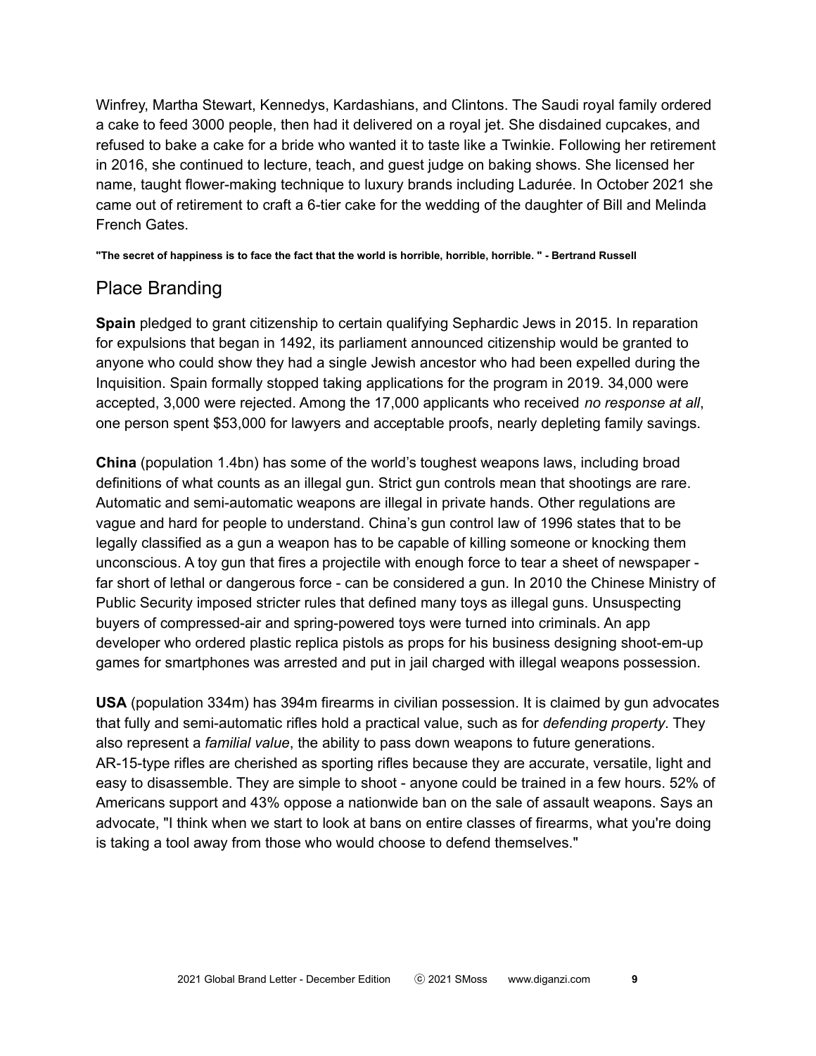Winfrey, Martha Stewart, Kennedys, Kardashians, and Clintons. The Saudi royal family ordered a cake to feed 3000 people, then had it delivered on a royal jet. She disdained cupcakes, and refused to bake a cake for a bride who wanted it to taste like a Twinkie. Following her retirement in 2016, she continued to lecture, teach, and guest judge on baking shows. She licensed her name, taught flower-making technique to luxury brands including Ladurée. In October 2021 she came out of retirement to craft a 6-tier cake for the wedding of the daughter of Bill and Melinda French Gates.

**"The secret of happiness is to face the fact that the world is horrible, horrible, horrible. " - Bertrand Russell**

## Place Branding

**Spain** pledged to grant citizenship to certain qualifying Sephardic Jews in 2015. In reparation for expulsions that began in 1492, its parliament announced citizenship would be granted to anyone who could show they had a single Jewish ancestor who had been expelled during the Inquisition. Spain formally stopped taking applications for the program in 2019. 34,000 were accepted, 3,000 were rejected. Among the 17,000 applicants who received *no response at all*, one person spent $53,000 for lawyers and acceptable proofs, nearly depleting family savings.

**China** (population 1.4bn) has some of the world's toughest weapons laws, including broad definitions of what counts as an illegal gun. Strict gun controls mean that shootings are rare. Automatic and semi-automatic weapons are illegal in private hands. Other regulations are vague and hard for people to understand. China's gun control law of 1996 states that to be legally classified as a gun a weapon has to be capable of killing someone or knocking them unconscious. A toy gun that fires a projectile with enough force to tear a sheet of newspaper - far short of lethal or dangerous force - can be considered a gun. In 2010 the Chinese Ministry of Public Security imposed stricter rules that defined many toys as illegal guns. Unsuspecting buyers of compressed-air and spring-powered toys were turned into criminals. An app developer who ordered plastic replica pistols as props for his business designing shoot-em-up games for smartphones was arrested and put in jail charged with illegal weapons possession.

**USA** (population 334m) has 394m firearms in civilian possession. It is claimed by gun advocates that fully and semi-automatic rifles hold a practical value, such as for *defending property*. They also represent a *familial value*, the ability to pass down weapons to future generations. AR-15-type rifles are cherished as sporting rifles because they are accurate, versatile, light and easy to disassemble. They are simple to shoot - anyone could be trained in a few hours. 52% of Americans support and 43% oppose a nationwide ban on the sale of assault weapons. Says an advocate, "I think when we start to look at bans on entire classes of firearms, what you're doing is taking a tool away from those who would choose to defend themselves."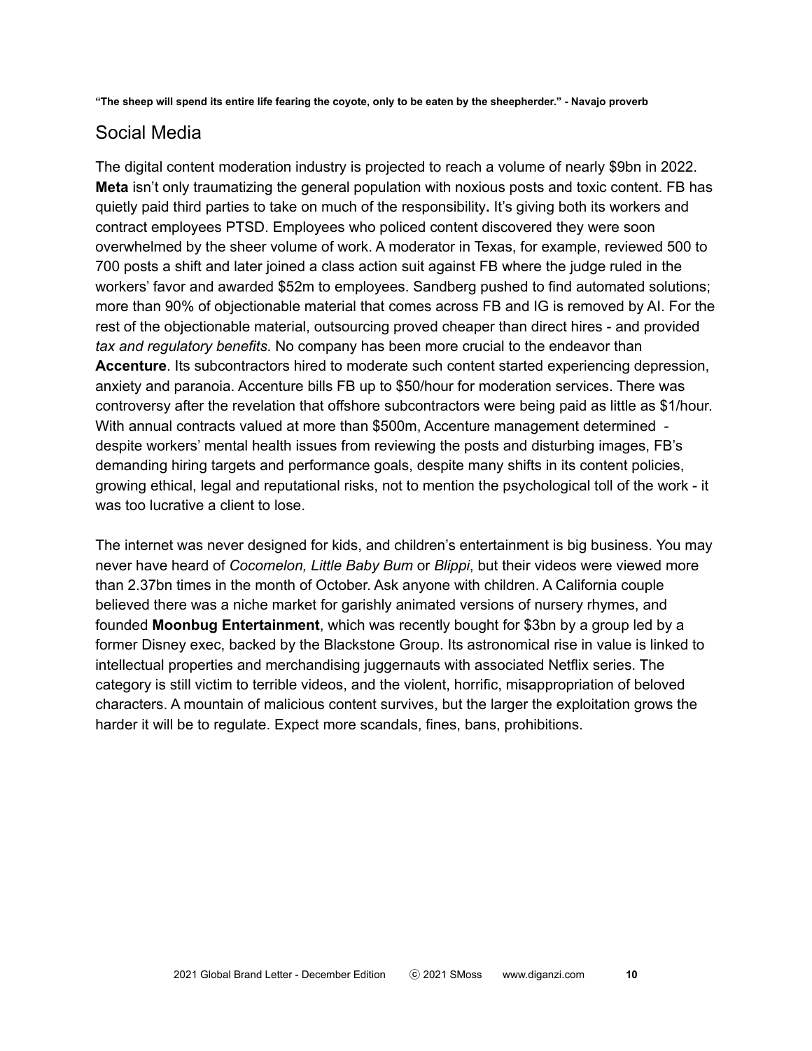**“The sheep will spend its entire life fearing the coyote, only to be eaten by the sheepherder.” - Navajo proverb**

## Social Media

The digital content moderation industry is projected to reach a volume of nearly $9bn in 2022. **Meta** isn’t only traumatizing the general population with noxious posts and toxic content. FB has quietly paid third parties to take on much of the responsibility**.** It’s giving both its workers and contract employees PTSD. Employees who policed content discovered they were soon overwhelmed by the sheer volume of work. A moderator in Texas, for example, reviewed 500 to 700 posts a shift and later joined a class action suit against FB where the judge ruled in the workers’ favor and awarded $52m to employees. Sandberg pushed to find automated solutions; more than 90% of objectionable material that comes across FB and IG is removed by AI. For the rest of the objectionable material, outsourcing proved cheaper than direct hires - and provided *tax and regulatory benefits*. No company has been more crucial to the endeavor than **Accenture**. Its subcontractors hired to moderate such content started experiencing depression, anxiety and paranoia. Accenture bills FB up to $50/hour for moderation services. There was controversy after the revelation that offshore subcontractors were being paid as little as $1/hour. With annual contracts valued at more than $500m, Accenture management determined - despite workers’ mental health issues from reviewing the posts and disturbing images, FB’s demanding hiring targets and performance goals, despite many shifts in its content policies, growing ethical, legal and reputational risks, not to mention the psychological toll of the work - it was too lucrative a client to lose.

The internet was never designed for kids, and children’s entertainment is big business. You may never have heard of *Cocomelon, Little Baby Bum* or *Blippi*, but their videos were viewed more than 2.37bn times in the month of October. Ask anyone with children. A California couple believed there was a niche market for garishly animated versions of nursery rhymes, and founded **Moonbug Entertainment**, which was recently bought for $3bn by a group led by a former Disney exec, backed by the Blackstone Group. Its astronomical rise in value is linked to intellectual properties and merchandising juggernauts with associated Netflix series. The category is still victim to terrible videos, and the violent, horrific, misappropriation of beloved characters. A mountain of malicious content survives, but the larger the exploitation grows the harder it will be to regulate. Expect more scandals, fines, bans, prohibitions.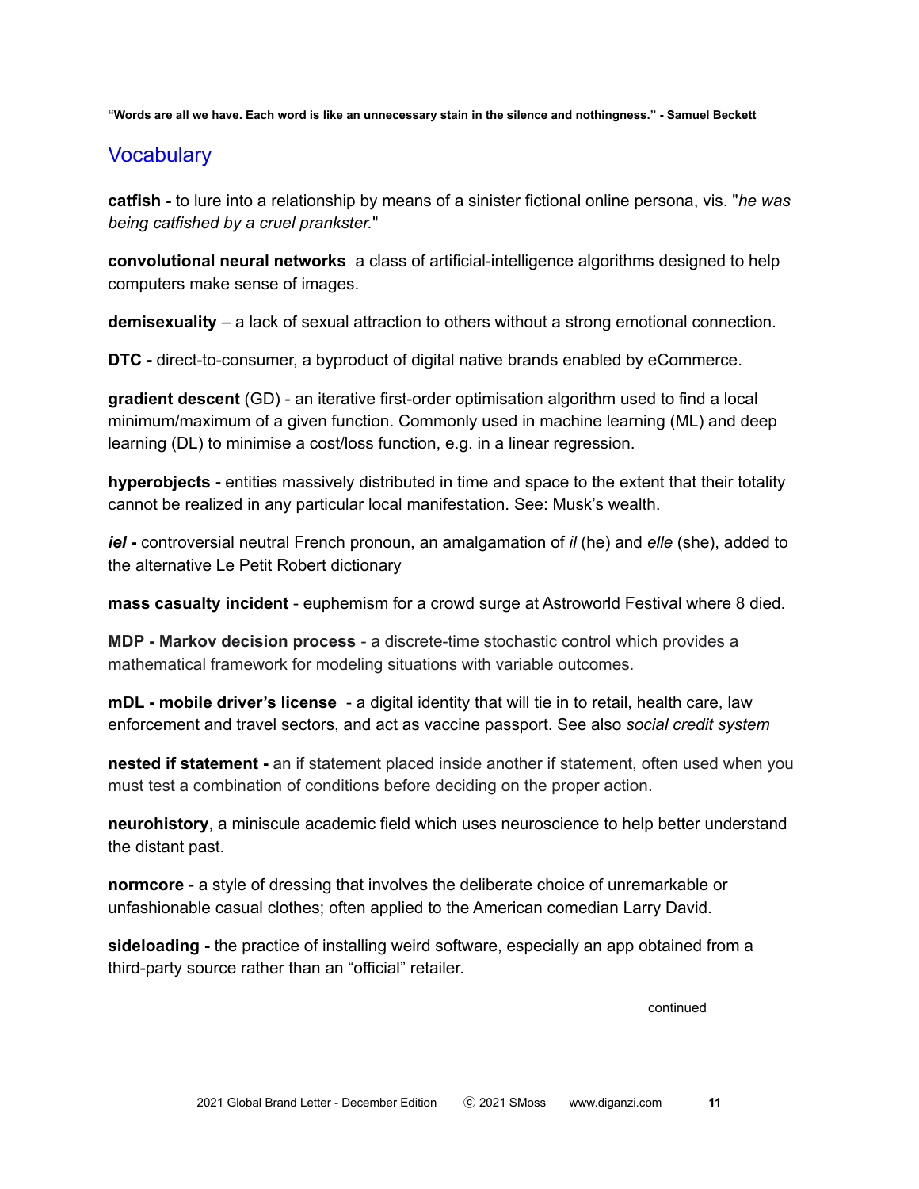**"Words are all we have. Each word is like an unnecessary stain in the silence and nothingness." - Samuel Beckett**

## Vocabulary

**catfish -** to lure into a relationship by means of a sinister fictional online persona, vis. "*he was being catfished by a cruel prankster.*"

**convolutional neural networks** a class of artificial-intelligence algorithms designed to help computers make sense of images.

**demisexuality** – a lack of sexual attraction to others without a strong emotional connection.

**DTC -** direct-to-consumer, a byproduct of digital native brands enabled by eCommerce.

**gradient descent** (GD) - an iterative first-order optimisation algorithm used to find a local minimum/maximum of a given function. Commonly used in machine learning (ML) and deep learning (DL) to minimise a cost/loss function, e.g. in a linear regression.

**hyperobjects -** entities massively distributed in time and space to the extent that their totality cannot be realized in any particular local manifestation. See: Musk's wealth.

***iel -*** controversial neutral French pronoun, an amalgamation of *il* (he) and *elle* (she), added to the alternative Le Petit Robert dictionary

**mass casualty incident** - euphemism for a crowd surge at Astroworld Festival where 8 died.

**MDP - Markov decision process** - a discrete-time stochastic control which provides a mathematical framework for modeling situations with variable outcomes.

**mDL - mobile driver's license** - a digital identity that will tie in to retail, health care, law enforcement and travel sectors, and act as vaccine passport. See also *social credit system*

**nested if statement -** an if statement placed inside another if statement, often used when you must test a combination of conditions before deciding on the proper action.

**neurohistory**, a miniscule academic field which uses neuroscience to help better understand the distant past.

**normcore** - a style of dressing that involves the deliberate choice of unremarkable or unfashionable casual clothes; often applied to the American comedian Larry David.

**sideloading -** the practice of installing weird software, especially an app obtained from a third-party source rather than an "official" retailer.

continued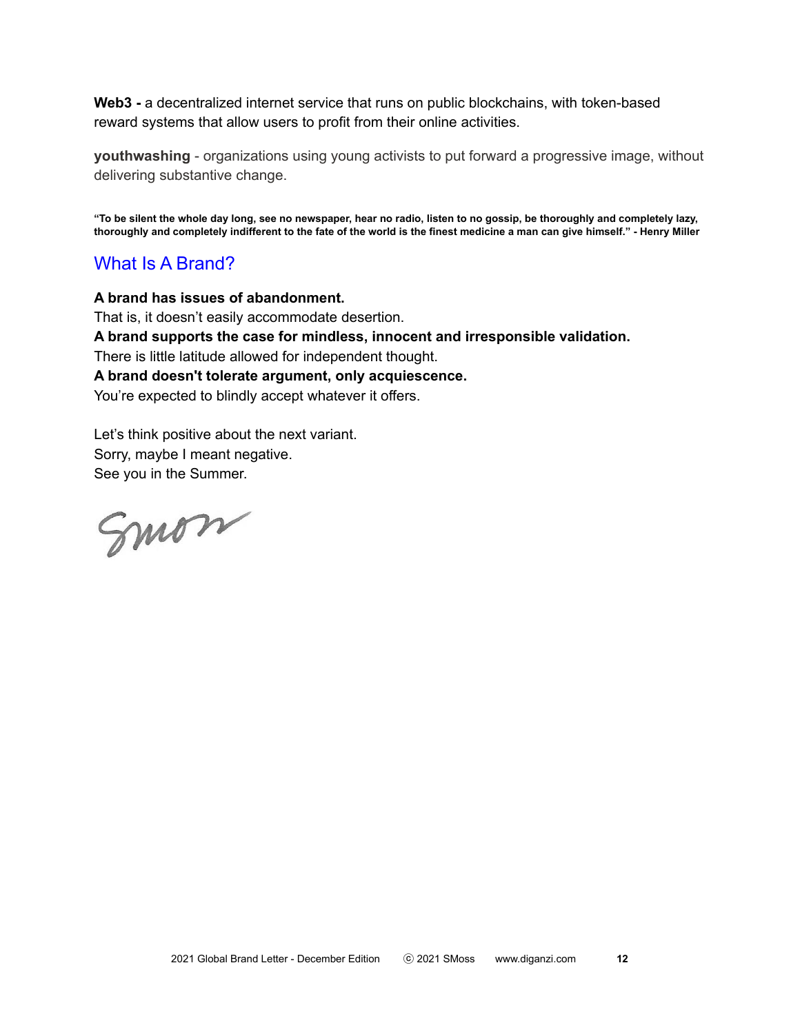**Web3 -** a decentralized internet service that runs on public blockchains, with token-based reward systems that allow users to profit from their online activities.

**youthwashing** - organizations using young activists to put forward a progressive image, without delivering substantive change.

**"To be silent the whole day long, see no newspaper, hear no radio, listen to no gossip, be thoroughly and completely lazy, thoroughly and completely indifferent to the fate of the world is the finest medicine a man can give himself." - Henry Miller**

## What Is A Brand?

**A brand has issues of abandonment.**
That is, it doesn't easily accommodate desertion.
**A brand supports the case for mindless, innocent and irresponsible validation.**
There is little latitude allowed for independent thought.
**A brand doesn't tolerate argument, only acquiescence.**
You're expected to blindly accept whatever it offers.

Let's think positive about the next variant.
Sorry, maybe I meant negative.
See you in the Summer.

Simon